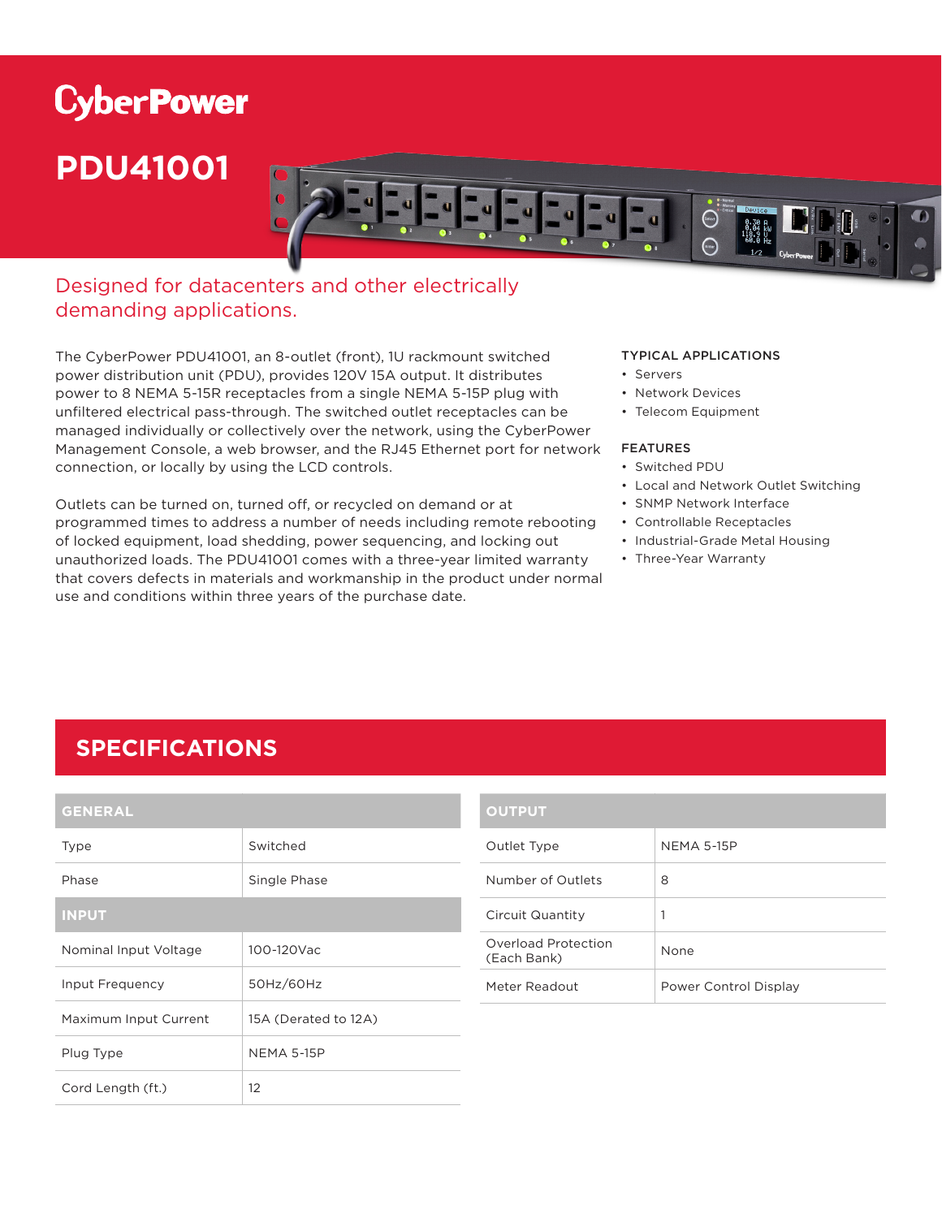# CyberPower

# PDU41001

## Designed for datacenters and other electrically demanding applications.

The CyberPower PDU41001, an 8-outlet (front), 1U rackmount switched power distribution unit (PDU), provides 120V 15A output. It distributes power to 8 NEMA 5-15R receptacles from a single NEMA 5-15P plug with unfiltered electrical pass-through. The switched outlet receptacles can be managed individually or collectively over the network, using the CyberPower Management Console, a web browser, and the RJ45 Ethernet port for network connection, or locally by using the LCD controls.

Outlets can be turned on, turned off, or recycled on demand or at programmed times to address a number of needs including remote rebooting of locked equipment, load shedding, power sequencing, and locking out unauthorized loads. The PDU41001 comes with a three-year limited warranty that covers defects in materials and workmanship in the product under normal use and conditions within three years of the purchase date.

### TYPICAL APPLICATIONS

- Servers
- Network Devices
- Telecom Equipment

### FEATURES

- Switched PDU
- Local and Network Outlet Switching
- SNMP Network Interface
- Controllable Receptacles
- Industrial-Grade Metal Housing
- Three-Year Warranty

## SPECIFICATIONS

| GENERAL | |
|---|---|
| Type | Switched |
| Phase | Single Phase |
| **INPUT** | |
| Nominal Input Voltage | 100-120Vac |
| Input Frequency | 50Hz/60Hz |
| Maximum Input Current | 15A (Derated to 12A) |
| Plug Type | NEMA 5-15P |
| Cord Length (ft.) | 12 |

| OUTPUT | |
|---|---|
| Outlet Type | NEMA 5-15P |
| Number of Outlets | 8 |
| Circuit Quantity | 1 |
| Overload Protection (Each Bank) | None |
| Meter Readout | Power Control Display |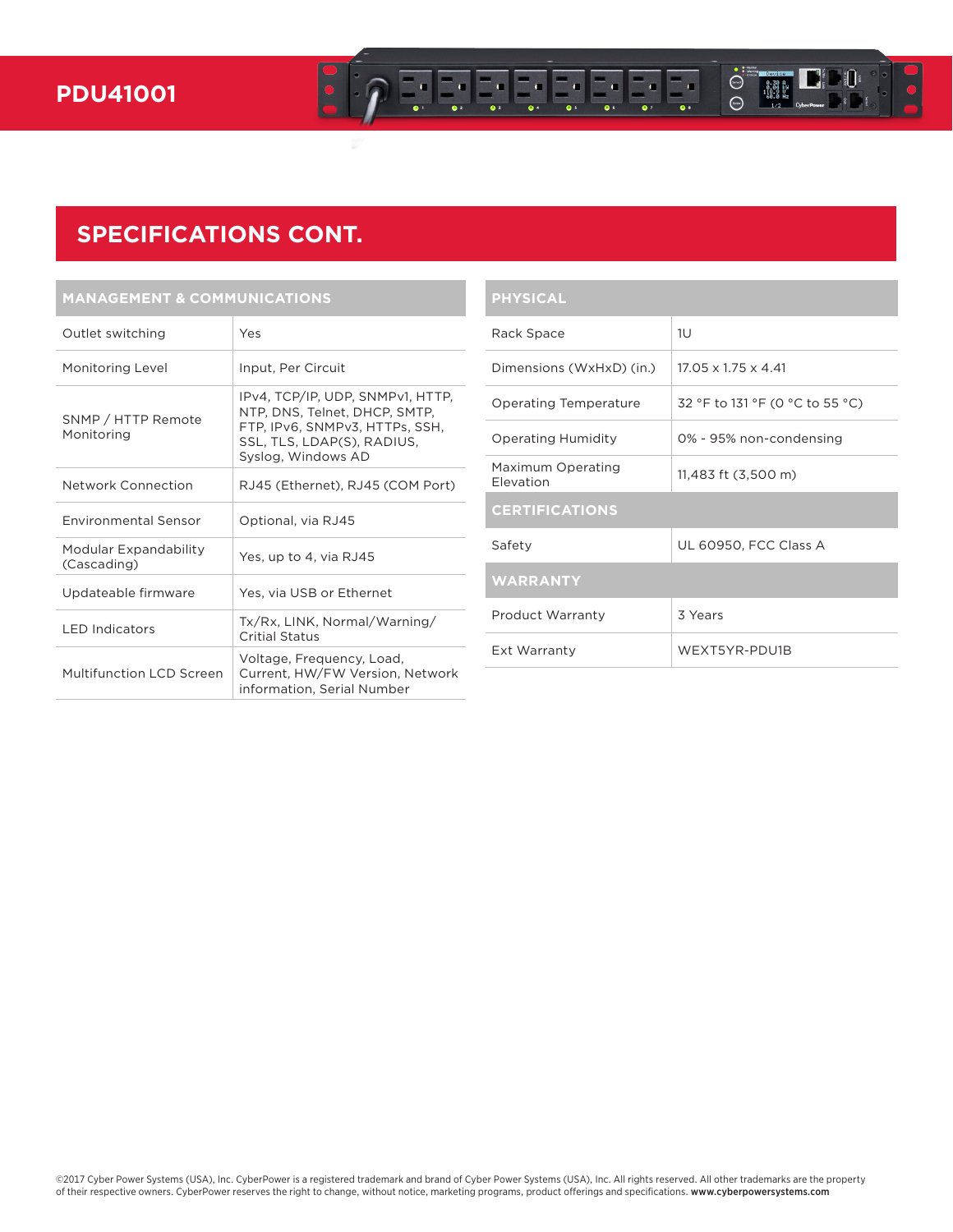# PDU41001

## SPECIFICATIONS CONT.

| MANAGEMENT & COMMUNICATIONS | |
|---|---|
| Outlet switching | Yes |
| Monitoring Level | Input, Per Circuit |
| SNMP / HTTP Remote Monitoring | IPv4, TCP/IP, UDP, SNMPv1, HTTP, NTP, DNS, Telnet, DHCP, SMTP, FTP, IPv6, SNMPv3, HTTPs, SSH, SSL, TLS, LDAP(S), RADIUS, Syslog, Windows AD |
| Network Connection | RJ45 (Ethernet), RJ45 (COM Port) |
| Environmental Sensor | Optional, via RJ45 |
| Modular Expandability (Cascading) | Yes, up to 4, via RJ45 |
| Updateable firmware | Yes, via USB or Ethernet |
| LED Indicators | Tx/Rx, LINK, Normal/Warning/ Critial Status |
| Multifunction LCD Screen | Voltage, Frequency, Load, Current, HW/FW Version, Network information, Serial Number |

| PHYSICAL | |
|---|---|
| Rack Space | 1U |
| Dimensions (WxHxD) (in.) | 17.05 x 1.75 x 4.41 |
| Operating Temperature | 32 °F to 131 °F (0 °C to 55 °C) |
| Operating Humidity | 0% - 95% non-condensing |
| Maximum Operating Elevation | 11,483 ft (3,500 m) |
| **CERTIFICATIONS** | |
| Safety | UL 60950, FCC Class A |
| **WARRANTY** | |
| Product Warranty | 3 Years |
| Ext Warranty | WEXT5YR-PDU1B |

©2017 Cyber Power Systems (USA), Inc. CyberPower is a registered trademark and brand of Cyber Power Systems (USA), Inc. All rights reserved. All other trademarks are the property of their respective owners. CyberPower reserves the right to change, without notice, marketing programs, product offerings and specifications. **www.cyberpowersystems.com**